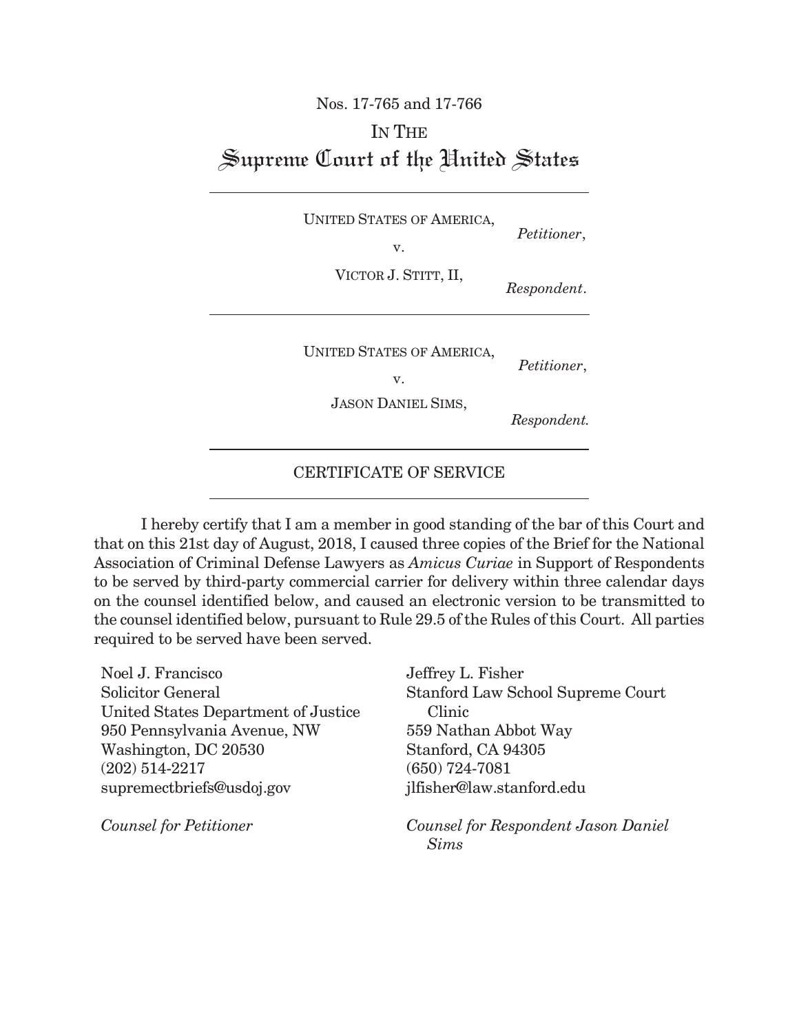Nos. 17-765 and 17-766

IN THE

# Supreme Court of the United States

---

UNITED STATES OF AMERICA,

*Petitioner*,

v.

VICTOR J. STITT, II,

*Respondent*.

---

UNITED STATES OF AMERICA,

*Petitioner*,

v.

JASON DANIEL SIMS,

*Respondent.*

---

## CERTIFICATE OF SERVICE

---

I hereby certify that I am a member in good standing of the bar of this Court and that on this 21st day of August, 2018, I caused three copies of the Brief for the National Association of Criminal Defense Lawyers as *Amicus Curiae* in Support of Respondents to be served by third-party commercial carrier for delivery within three calendar days on the counsel identified below, and caused an electronic version to be transmitted to the counsel identified below, pursuant to Rule 29.5 of the Rules of this Court. All parties required to be served have been served.

Noel J. Francisco
Solicitor General
United States Department of Justice
950 Pennsylvania Avenue, NW
Washington, DC 20530
(202) 514-2217
supremectbriefs@usdoj.gov

*Counsel for Petitioner*

Jeffrey L. Fisher
Stanford Law School Supreme Court Clinic
559 Nathan Abbot Way
Stanford, CA 94305
(650) 724-7081
jlfisher@law.stanford.edu

*Counsel for Respondent Jason Daniel Sims*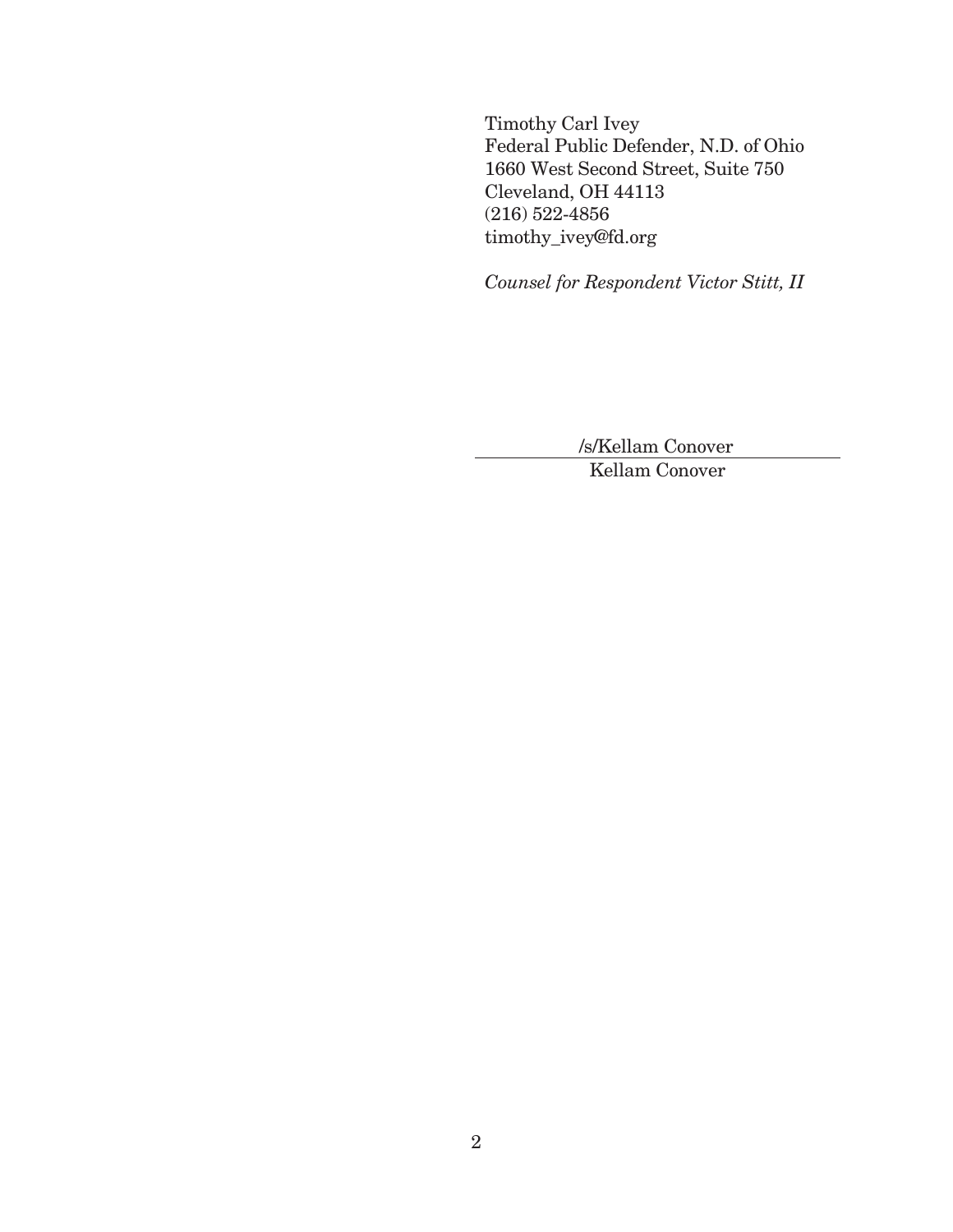Timothy Carl Ivey
Federal Public Defender, N.D. of Ohio
1660 West Second Street, Suite 750
Cleveland, OH 44113
(216) 522-4856
timothy_ivey@fd.org

*Counsel for Respondent Victor Stitt, II*

/s/Kellam Conover

Kellam Conover